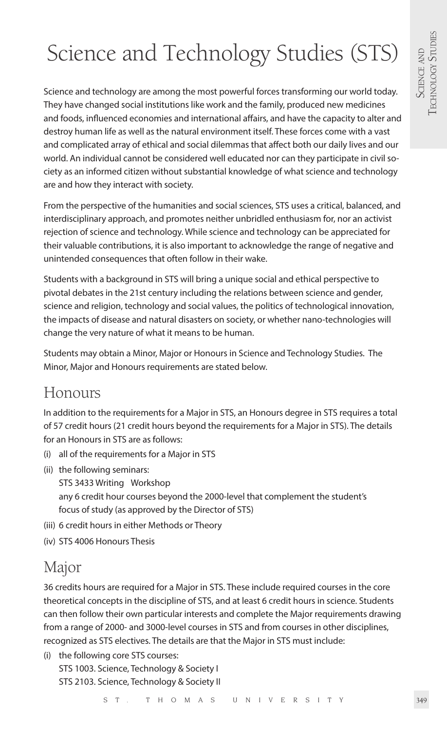# Science and Technology Studies (STS)

Science and technology are among the most powerful forces transforming our world today. They have changed social institutions like work and the family, produced new medicines and foods, influenced economies and international affairs, and have the capacity to alter and destroy human life as well as the natural environment itself. These forces come with a vast and complicated array of ethical and social dilemmas that affect both our daily lives and our world. An individual cannot be considered well educated nor can they participate in civil society as an informed citizen without substantial knowledge of what science and technology are and how they interact with society.

From the perspective of the humanities and social sciences, STS uses a critical, balanced, and interdisciplinary approach, and promotes neither unbridled enthusiasm for, nor an activist rejection of science and technology. While science and technology can be appreciated for their valuable contributions, it is also important to acknowledge the range of negative and unintended consequences that often follow in their wake.

Students with a background in STS will bring a unique social and ethical perspective to pivotal debates in the 21st century including the relations between science and gender, science and religion, technology and social values, the politics of technological innovation, the impacts of disease and natural disasters on society, or whether nano-technologies will change the very nature of what it means to be human.

Students may obtain a Minor, Major or Honours in Science and Technology Studies. The Minor, Major and Honours requirements are stated below.

## Honours

In addition to the requirements for a Major in STS, an Honours degree in STS requires a total of 57 credit hours (21 credit hours beyond the requirements for a Major in STS). The details for an Honours in STS are as follows:

(i) all of the requirements for a Major in STS

(ii) the following seminars:
   STS 3433 Writing Workshop
   any 6 credit hour courses beyond the 2000-level that complement the student's focus of study (as approved by the Director of STS)

(iii) 6 credit hours in either Methods or Theory

(iv) STS 4006 Honours Thesis

## Major

36 credits hours are required for a Major in STS. These include required courses in the core theoretical concepts in the discipline of STS, and at least 6 credit hours in science. Students can then follow their own particular interests and complete the Major requirements drawing from a range of 2000- and 3000-level courses in STS and from courses in other disciplines, recognized as STS electives. The details are that the Major in STS must include:

(i) the following core STS courses:
   STS 1003. Science, Technology & Society I
   STS 2103. Science, Technology & Society II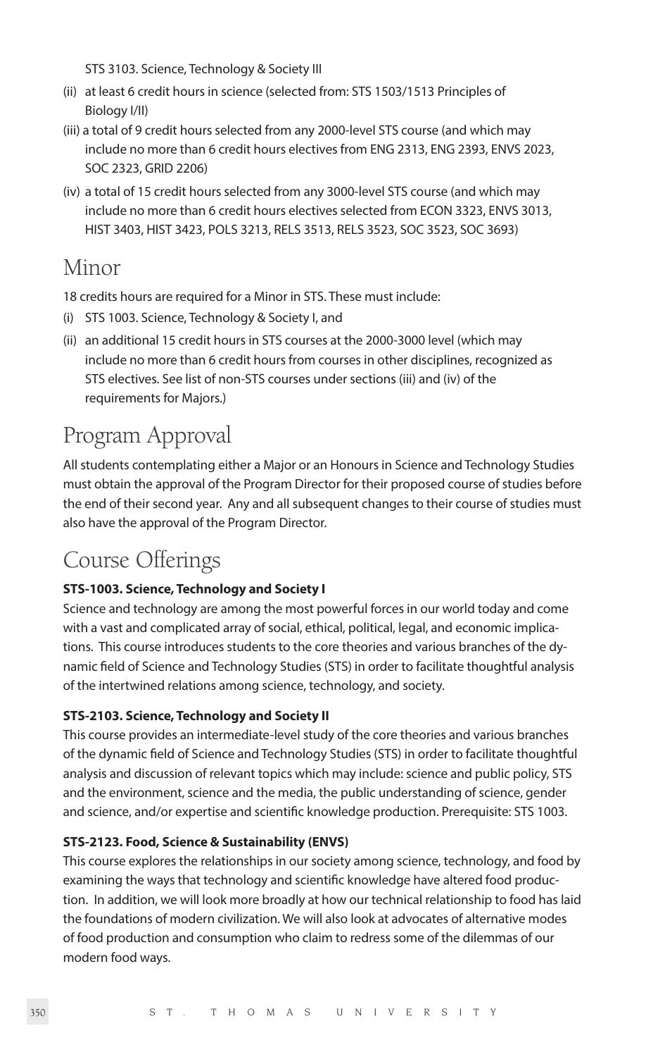STS 3103. Science, Technology & Society III

(ii) at least 6 credit hours in science (selected from: STS 1503/1513 Principles of Biology I/II)

(iii) a total of 9 credit hours selected from any 2000-level STS course (and which may include no more than 6 credit hours electives from ENG 2313, ENG 2393, ENVS 2023, SOC 2323, GRID 2206)

(iv) a total of 15 credit hours selected from any 3000-level STS course (and which may include no more than 6 credit hours electives selected from ECON 3323, ENVS 3013, HIST 3403, HIST 3423, POLS 3213, RELS 3513, RELS 3523, SOC 3523, SOC 3693)

## Minor

18 credits hours are required for a Minor in STS. These must include:

(i) STS 1003. Science, Technology & Society I, and

(ii) an additional 15 credit hours in STS courses at the 2000-3000 level (which may include no more than 6 credit hours from courses in other disciplines, recognized as STS electives. See list of non-STS courses under sections (iii) and (iv) of the requirements for Majors.)

## Program Approval

All students contemplating either a Major or an Honours in Science and Technology Studies must obtain the approval of the Program Director for their proposed course of studies before the end of their second year. Any and all subsequent changes to their course of studies must also have the approval of the Program Director.

## Course Offerings

**STS-1003. Science, Technology and Society I**

Science and technology are among the most powerful forces in our world today and come with a vast and complicated array of social, ethical, political, legal, and economic implications. This course introduces students to the core theories and various branches of the dynamic field of Science and Technology Studies (STS) in order to facilitate thoughtful analysis of the intertwined relations among science, technology, and society.

**STS-2103. Science, Technology and Society II**

This course provides an intermediate-level study of the core theories and various branches of the dynamic field of Science and Technology Studies (STS) in order to facilitate thoughtful analysis and discussion of relevant topics which may include: science and public policy, STS and the environment, science and the media, the public understanding of science, gender and science, and/or expertise and scientific knowledge production. Prerequisite: STS 1003.

**STS-2123. Food, Science & Sustainability (ENVS)**

This course explores the relationships in our society among science, technology, and food by examining the ways that technology and scientific knowledge have altered food production. In addition, we will look more broadly at how our technical relationship to food has laid the foundations of modern civilization. We will also look at advocates of alternative modes of food production and consumption who claim to redress some of the dilemmas of our modern food ways.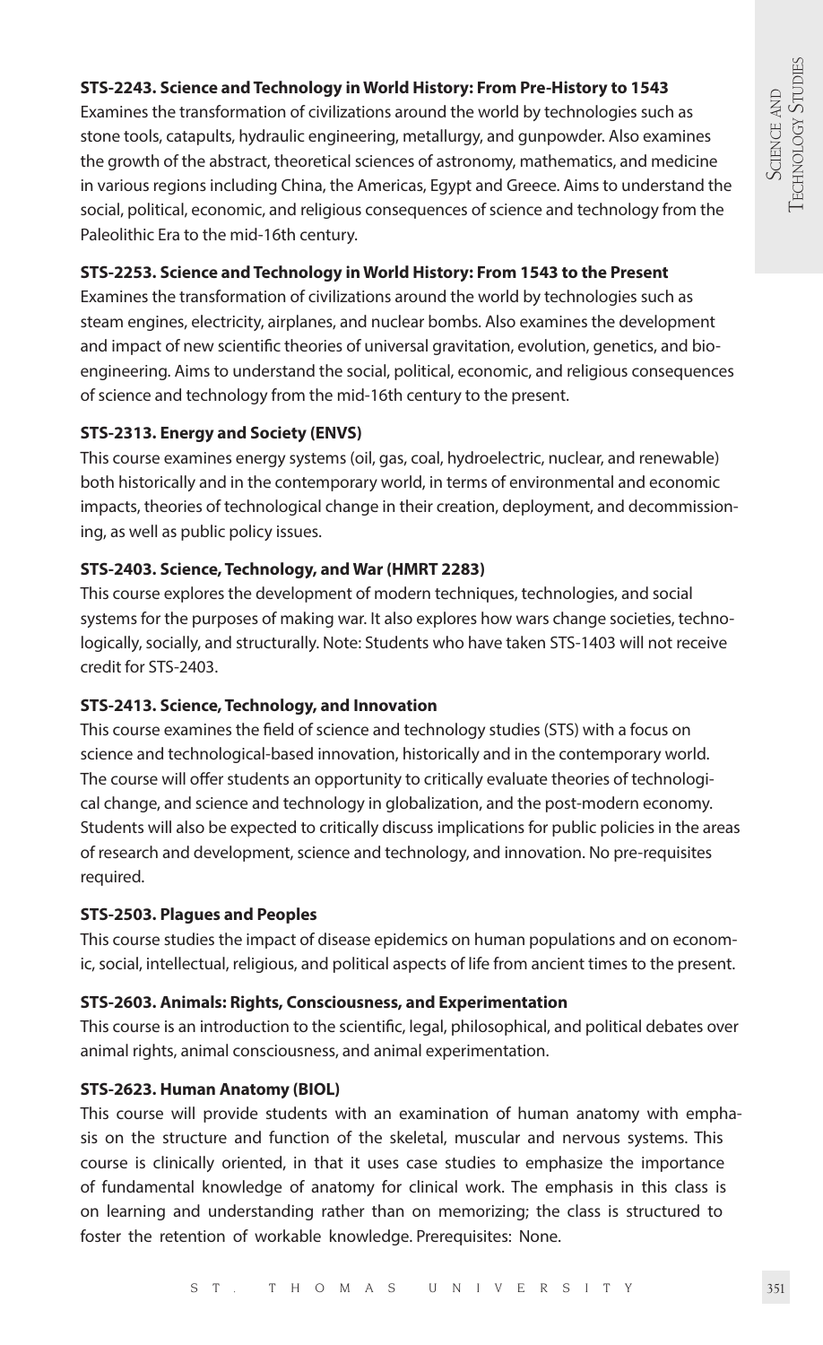**STS-2243. Science and Technology in World History: From Pre-History to 1543**

Examines the transformation of civilizations around the world by technologies such as stone tools, catapults, hydraulic engineering, metallurgy, and gunpowder. Also examines the growth of the abstract, theoretical sciences of astronomy, mathematics, and medicine in various regions including China, the Americas, Egypt and Greece. Aims to understand the social, political, economic, and religious consequences of science and technology from the Paleolithic Era to the mid-16th century.

**STS-2253. Science and Technology in World History: From 1543 to the Present**

Examines the transformation of civilizations around the world by technologies such as steam engines, electricity, airplanes, and nuclear bombs. Also examines the development and impact of new scientific theories of universal gravitation, evolution, genetics, and bio-engineering. Aims to understand the social, political, economic, and religious consequences of science and technology from the mid-16th century to the present.

**STS-2313. Energy and Society (ENVS)**

This course examines energy systems (oil, gas, coal, hydroelectric, nuclear, and renewable) both historically and in the contemporary world, in terms of environmental and economic impacts, theories of technological change in their creation, deployment, and decommissioning, as well as public policy issues.

**STS-2403. Science, Technology, and War (HMRT 2283)**

This course explores the development of modern techniques, technologies, and social systems for the purposes of making war. It also explores how wars change societies, technologically, socially, and structurally. Note: Students who have taken STS-1403 will not receive credit for STS-2403.

**STS-2413. Science, Technology, and Innovation**

This course examines the field of science and technology studies (STS) with a focus on science and technological-based innovation, historically and in the contemporary world. The course will offer students an opportunity to critically evaluate theories of technological change, and science and technology in globalization, and the post-modern economy. Students will also be expected to critically discuss implications for public policies in the areas of research and development, science and technology, and innovation. No pre-requisites required.

**STS-2503. Plagues and Peoples**

This course studies the impact of disease epidemics on human populations and on economic, social, intellectual, religious, and political aspects of life from ancient times to the present.

**STS-2603. Animals: Rights, Consciousness, and Experimentation**

This course is an introduction to the scientific, legal, philosophical, and political debates over animal rights, animal consciousness, and animal experimentation.

**STS-2623. Human Anatomy (BIOL)**

This course will provide students with an examination of human anatomy with emphasis on the structure and function of the skeletal, muscular and nervous systems. This course is clinically oriented, in that it uses case studies to emphasize the importance of fundamental knowledge of anatomy for clinical work. The emphasis in this class is on learning and understanding rather than on memorizing; the class is structured to foster the retention of workable knowledge. Prerequisites: None.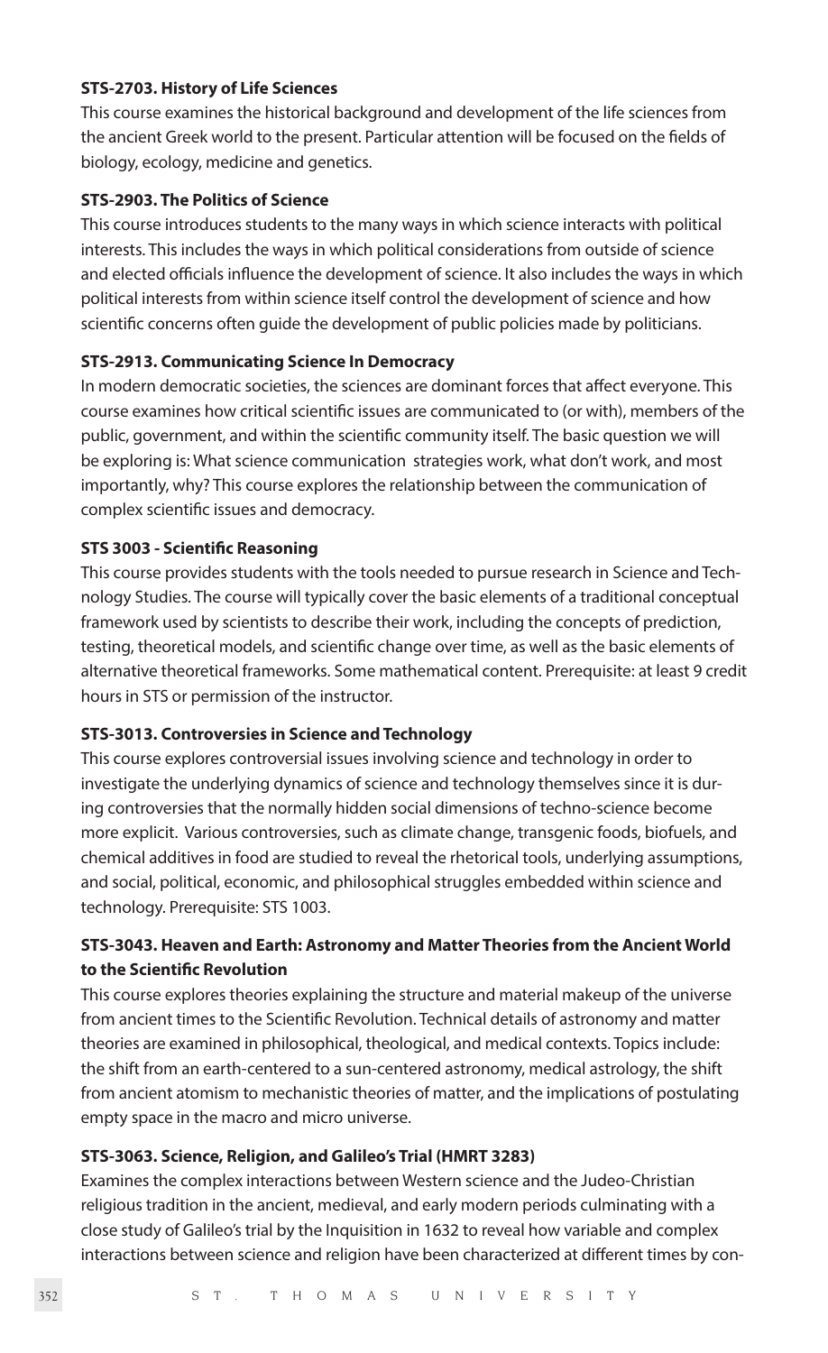**STS-2703. History of Life Sciences**

This course examines the historical background and development of the life sciences from the ancient Greek world to the present. Particular attention will be focused on the fields of biology, ecology, medicine and genetics.

**STS-2903. The Politics of Science**

This course introduces students to the many ways in which science interacts with political interests. This includes the ways in which political considerations from outside of science and elected officials influence the development of science. It also includes the ways in which political interests from within science itself control the development of science and how scientific concerns often guide the development of public policies made by politicians.

**STS-2913. Communicating Science In Democracy**

In modern democratic societies, the sciences are dominant forces that affect everyone. This course examines how critical scientific issues are communicated to (or with), members of the public, government, and within the scientific community itself. The basic question we will be exploring is: What science communication strategies work, what don't work, and most importantly, why? This course explores the relationship between the communication of complex scientific issues and democracy.

**STS 3003 - Scientific Reasoning**

This course provides students with the tools needed to pursue research in Science and Technology Studies. The course will typically cover the basic elements of a traditional conceptual framework used by scientists to describe their work, including the concepts of prediction, testing, theoretical models, and scientific change over time, as well as the basic elements of alternative theoretical frameworks. Some mathematical content. Prerequisite: at least 9 credit hours in STS or permission of the instructor.

**STS-3013. Controversies in Science and Technology**

This course explores controversial issues involving science and technology in order to investigate the underlying dynamics of science and technology themselves since it is during controversies that the normally hidden social dimensions of techno-science become more explicit. Various controversies, such as climate change, transgenic foods, biofuels, and chemical additives in food are studied to reveal the rhetorical tools, underlying assumptions, and social, political, economic, and philosophical struggles embedded within science and technology. Prerequisite: STS 1003.

**STS-3043. Heaven and Earth: Astronomy and Matter Theories from the Ancient World to the Scientific Revolution**

This course explores theories explaining the structure and material makeup of the universe from ancient times to the Scientific Revolution. Technical details of astronomy and matter theories are examined in philosophical, theological, and medical contexts. Topics include: the shift from an earth-centered to a sun-centered astronomy, medical astrology, the shift from ancient atomism to mechanistic theories of matter, and the implications of postulating empty space in the macro and micro universe.

**STS-3063. Science, Religion, and Galileo's Trial (HMRT 3283)**

Examines the complex interactions between Western science and the Judeo-Christian religious tradition in the ancient, medieval, and early modern periods culminating with a close study of Galileo's trial by the Inquisition in 1632 to reveal how variable and complex interactions between science and religion have been characterized at different times by con-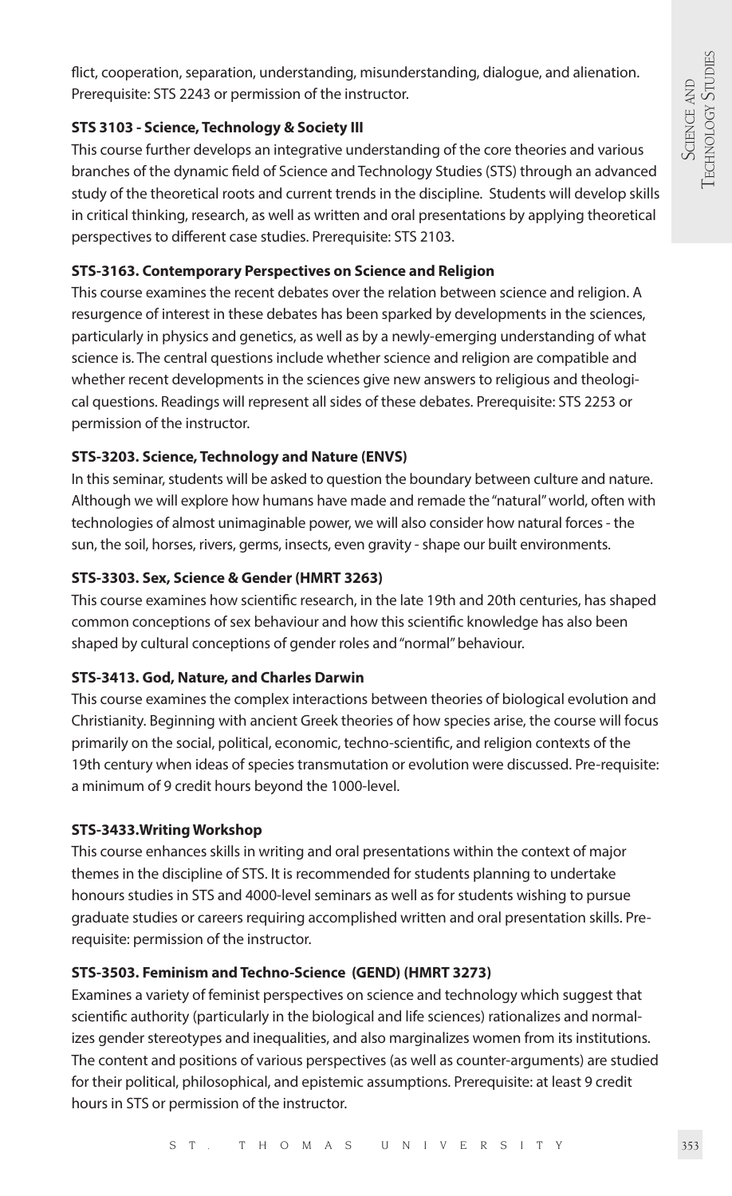flict, cooperation, separation, understanding, misunderstanding, dialogue, and alienation. Prerequisite: STS 2243 or permission of the instructor.

**STS 3103 - Science, Technology & Society III**

This course further develops an integrative understanding of the core theories and various branches of the dynamic field of Science and Technology Studies (STS) through an advanced study of the theoretical roots and current trends in the discipline. Students will develop skills in critical thinking, research, as well as written and oral presentations by applying theoretical perspectives to different case studies. Prerequisite: STS 2103.

**STS-3163. Contemporary Perspectives on Science and Religion**

This course examines the recent debates over the relation between science and religion. A resurgence of interest in these debates has been sparked by developments in the sciences, particularly in physics and genetics, as well as by a newly-emerging understanding of what science is. The central questions include whether science and religion are compatible and whether recent developments in the sciences give new answers to religious and theological questions. Readings will represent all sides of these debates. Prerequisite: STS 2253 or permission of the instructor.

**STS-3203. Science, Technology and Nature (ENVS)**

In this seminar, students will be asked to question the boundary between culture and nature. Although we will explore how humans have made and remade the "natural" world, often with technologies of almost unimaginable power, we will also consider how natural forces - the sun, the soil, horses, rivers, germs, insects, even gravity - shape our built environments.

**STS-3303. Sex, Science & Gender (HMRT 3263)**

This course examines how scientific research, in the late 19th and 20th centuries, has shaped common conceptions of sex behaviour and how this scientific knowledge has also been shaped by cultural conceptions of gender roles and "normal" behaviour.

**STS-3413. God, Nature, and Charles Darwin**

This course examines the complex interactions between theories of biological evolution and Christianity. Beginning with ancient Greek theories of how species arise, the course will focus primarily on the social, political, economic, techno-scientific, and religion contexts of the 19th century when ideas of species transmutation or evolution were discussed. Pre-requisite: a minimum of 9 credit hours beyond the 1000-level.

**STS-3433.Writing Workshop**

This course enhances skills in writing and oral presentations within the context of major themes in the discipline of STS. It is recommended for students planning to undertake honours studies in STS and 4000-level seminars as well as for students wishing to pursue graduate studies or careers requiring accomplished written and oral presentation skills. Prerequisite: permission of the instructor.

**STS-3503. Feminism and Techno-Science (GEND) (HMRT 3273)**

Examines a variety of feminist perspectives on science and technology which suggest that scientific authority (particularly in the biological and life sciences) rationalizes and normalizes gender stereotypes and inequalities, and also marginalizes women from its institutions. The content and positions of various perspectives (as well as counter-arguments) are studied for their political, philosophical, and epistemic assumptions. Prerequisite: at least 9 credit hours in STS or permission of the instructor.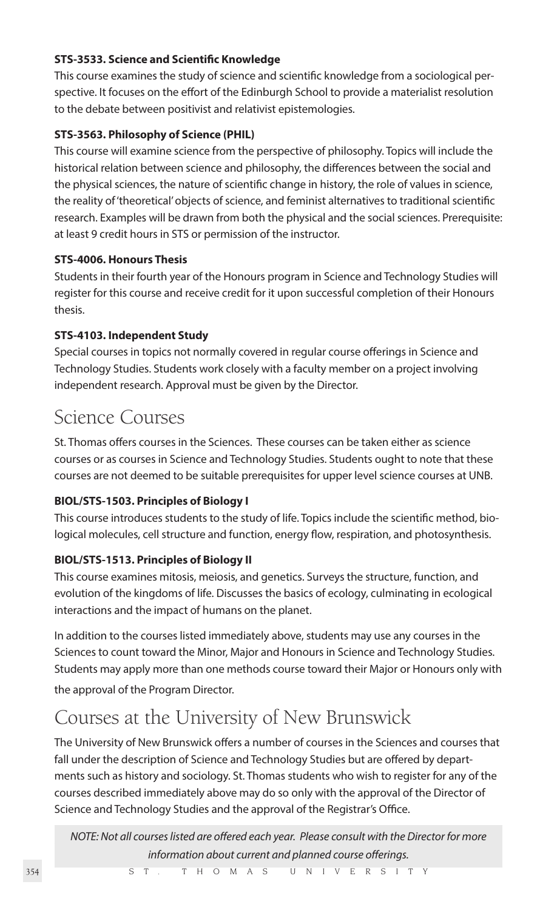**STS-3533. Science and Scientific Knowledge**

This course examines the study of science and scientific knowledge from a sociological perspective. It focuses on the effort of the Edinburgh School to provide a materialist resolution to the debate between positivist and relativist epistemologies.

**STS-3563. Philosophy of Science (PHIL)**

This course will examine science from the perspective of philosophy. Topics will include the historical relation between science and philosophy, the differences between the social and the physical sciences, the nature of scientific change in history, the role of values in science, the reality of 'theoretical' objects of science, and feminist alternatives to traditional scientific research. Examples will be drawn from both the physical and the social sciences. Prerequisite: at least 9 credit hours in STS or permission of the instructor.

**STS-4006. Honours Thesis**

Students in their fourth year of the Honours program in Science and Technology Studies will register for this course and receive credit for it upon successful completion of their Honours thesis.

**STS-4103. Independent Study**

Special courses in topics not normally covered in regular course offerings in Science and Technology Studies. Students work closely with a faculty member on a project involving independent research. Approval must be given by the Director.

## Science Courses

St. Thomas offers courses in the Sciences. These courses can be taken either as science courses or as courses in Science and Technology Studies. Students ought to note that these courses are not deemed to be suitable prerequisites for upper level science courses at UNB.

**BIOL/STS-1503. Principles of Biology I**

This course introduces students to the study of life. Topics include the scientific method, biological molecules, cell structure and function, energy flow, respiration, and photosynthesis.

**BIOL/STS-1513. Principles of Biology II**

This course examines mitosis, meiosis, and genetics. Surveys the structure, function, and evolution of the kingdoms of life. Discusses the basics of ecology, culminating in ecological interactions and the impact of humans on the planet.

In addition to the courses listed immediately above, students may use any courses in the Sciences to count toward the Minor, Major and Honours in Science and Technology Studies. Students may apply more than one methods course toward their Major or Honours only with the approval of the Program Director.

## Courses at the University of New Brunswick

The University of New Brunswick offers a number of courses in the Sciences and courses that fall under the description of Science and Technology Studies but are offered by departments such as history and sociology. St. Thomas students who wish to register for any of the courses described immediately above may do so only with the approval of the Director of Science and Technology Studies and the approval of the Registrar's Office.

*NOTE: Not all courses listed are offered each year. Please consult with the Director for more information about current and planned course offerings.*